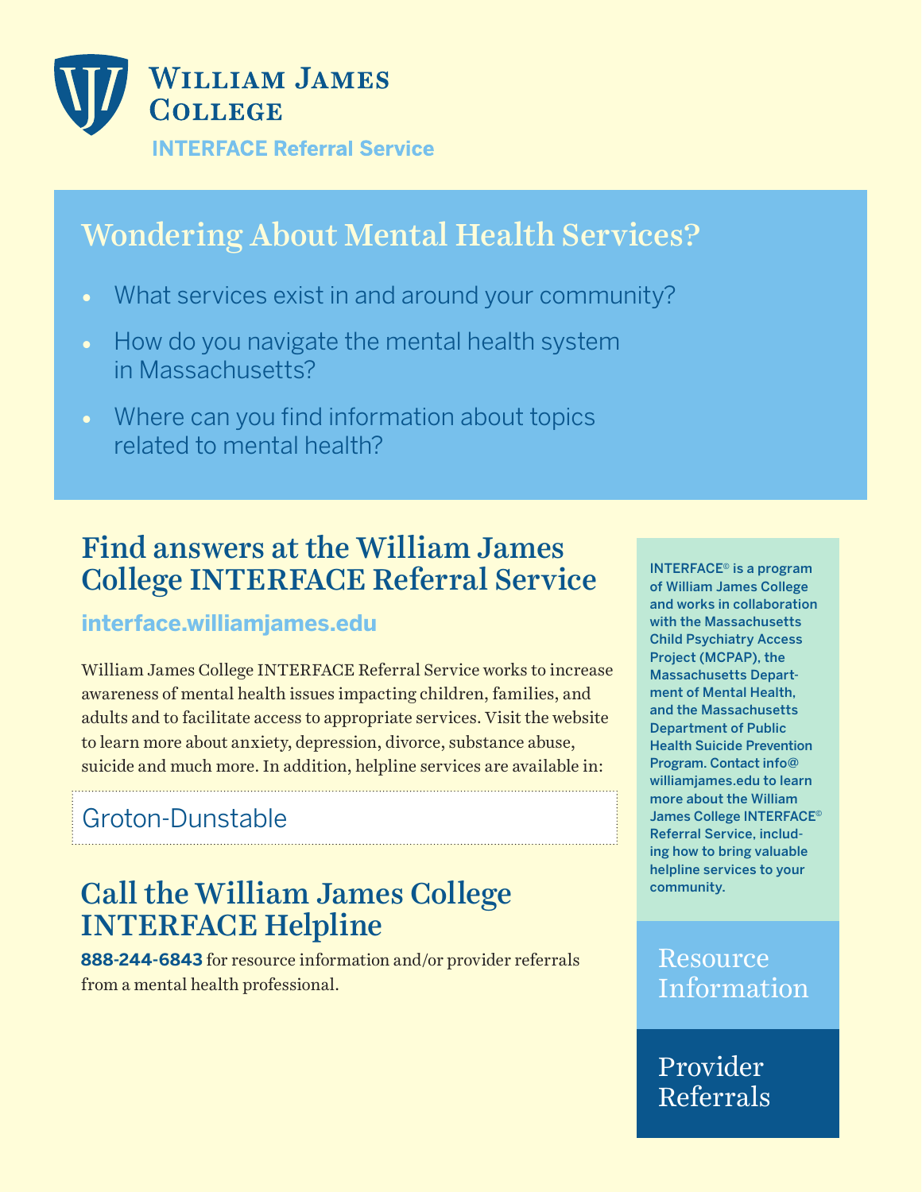# William James College

**INTERFACE Referral Service**

## Wondering About Mental Health Services?

- What services exist in and around your community?
- How do you navigate the mental health system in Massachusetts?
- Where can you find information about topics related to mental health?

## Find answers at the William James College INTERFACE Referral Service

**interface.williamjames.edu**

William James College INTERFACE Referral Service works to increase awareness of mental health issues impacting children, families, and adults and to facilitate access to appropriate services. Visit the website to learn more about anxiety, depression, divorce, substance abuse, suicide and much more. In addition, helpline services are available in:

Groton-Dunstable

## Call the William James College INTERFACE Helpline

**888-244-6843** for resource information and/or provider referrals from a mental health professional.

INTERFACE© is a program of William James College and works in collaboration with the Massachusetts Child Psychiatry Access Project (MCPAP), the Massachusetts Department of Mental Health, and the Massachusetts Department of Public Health Suicide Prevention Program. Contact info@williamjames.edu to learn more about the William James College INTERFACE© Referral Service, including how to bring valuable helpline services to your community.

Resource Information

Provider Referrals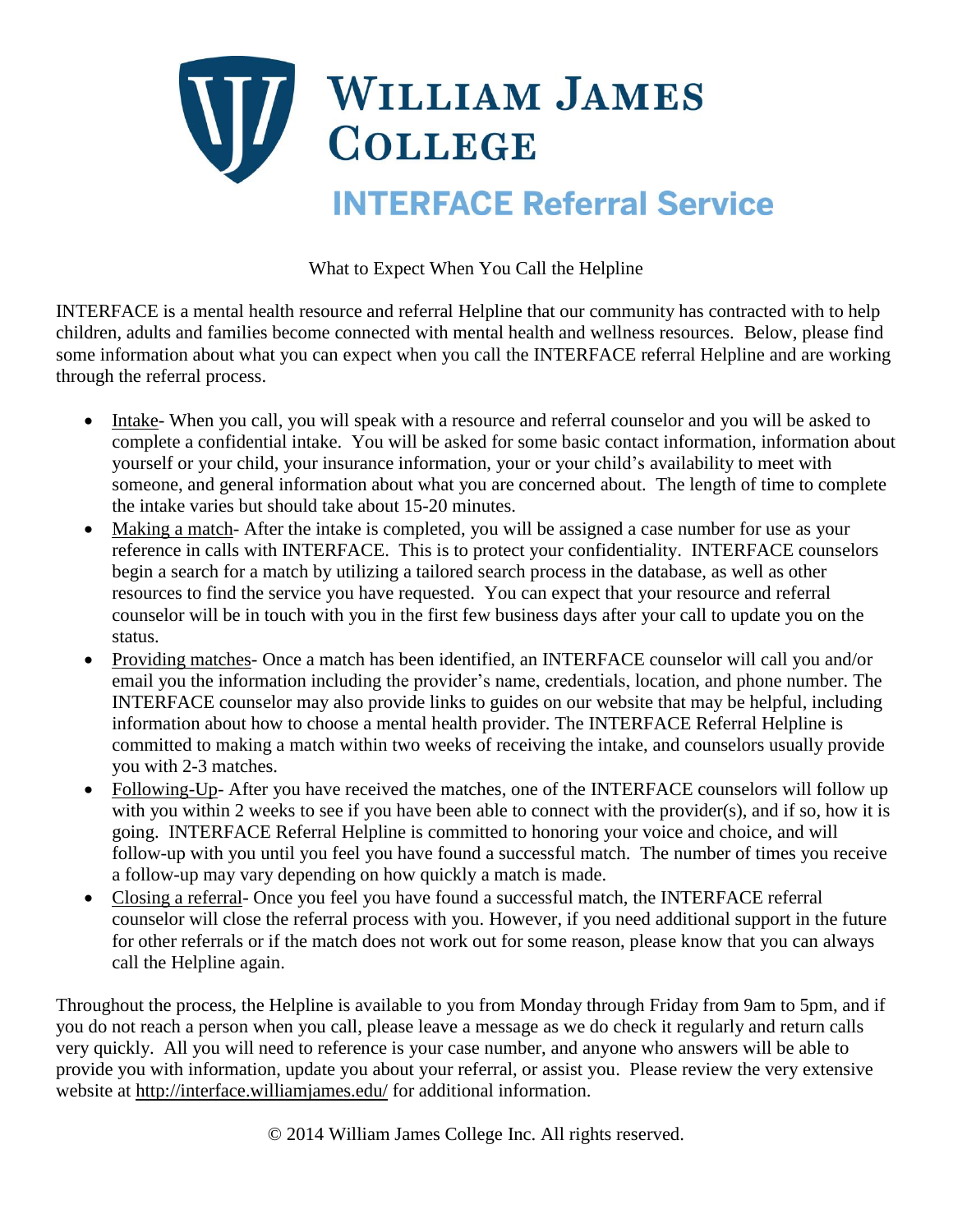# WILLIAM JAMES COLLEGE

## INTERFACE Referral Service

What to Expect When You Call the Helpline

INTERFACE is a mental health resource and referral Helpline that our community has contracted with to help children, adults and families become connected with mental health and wellness resources. Below, please find some information about what you can expect when you call the INTERFACE referral Helpline and are working through the referral process.

- Intake- When you call, you will speak with a resource and referral counselor and you will be asked to complete a confidential intake. You will be asked for some basic contact information, information about yourself or your child, your insurance information, your or your child's availability to meet with someone, and general information about what you are concerned about. The length of time to complete the intake varies but should take about 15-20 minutes.
- Making a match- After the intake is completed, you will be assigned a case number for use as your reference in calls with INTERFACE. This is to protect your confidentiality. INTERFACE counselors begin a search for a match by utilizing a tailored search process in the database, as well as other resources to find the service you have requested. You can expect that your resource and referral counselor will be in touch with you in the first few business days after your call to update you on the status.
- Providing matches- Once a match has been identified, an INTERFACE counselor will call you and/or email you the information including the provider's name, credentials, location, and phone number. The INTERFACE counselor may also provide links to guides on our website that may be helpful, including information about how to choose a mental health provider. The INTERFACE Referral Helpline is committed to making a match within two weeks of receiving the intake, and counselors usually provide you with 2-3 matches.
- Following-Up- After you have received the matches, one of the INTERFACE counselors will follow up with you within 2 weeks to see if you have been able to connect with the provider(s), and if so, how it is going. INTERFACE Referral Helpline is committed to honoring your voice and choice, and will follow-up with you until you feel you have found a successful match. The number of times you receive a follow-up may vary depending on how quickly a match is made.
- Closing a referral- Once you feel you have found a successful match, the INTERFACE referral counselor will close the referral process with you. However, if you need additional support in the future for other referrals or if the match does not work out for some reason, please know that you can always call the Helpline again.

Throughout the process, the Helpline is available to you from Monday through Friday from 9am to 5pm, and if you do not reach a person when you call, please leave a message as we do check it regularly and return calls very quickly. All you will need to reference is your case number, and anyone who answers will be able to provide you with information, update you about your referral, or assist you. Please review the very extensive website at http://interface.williamjames.edu/ for additional information.

© 2014 William James College Inc. All rights reserved.